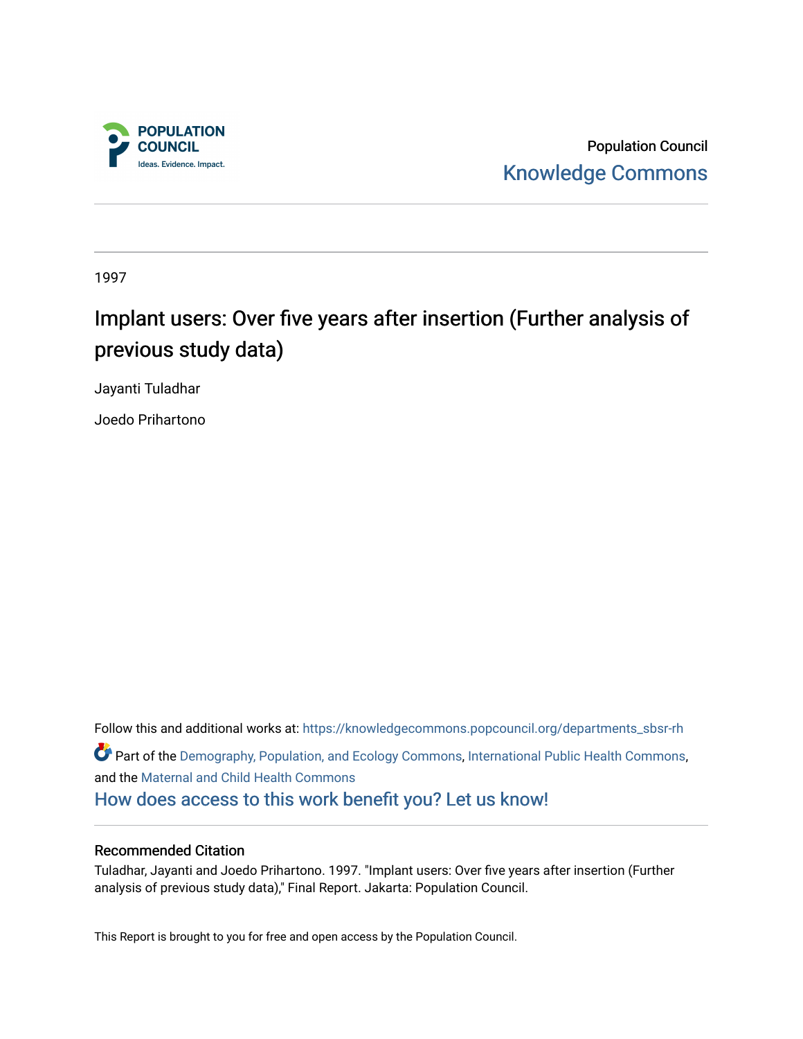POPULATION COUNCIL

Ideas. Evidence. Impact.

Population Council

Knowledge Commons

---

1997

# Implant users: Over five years after insertion (Further analysis of previous study data)

Jayanti Tuladhar

Joedo Prihartono

Follow this and additional works at: https://knowledgecommons.popcouncil.org/departments_sbsr-rh

Part of the Demography, Population, and Ecology Commons, International Public Health Commons, and the Maternal and Child Health Commons

How does access to this work benefit you? Let us know!

---

### Recommended Citation

Tuladhar, Jayanti and Joedo Prihartono. 1997. "Implant users: Over five years after insertion (Further analysis of previous study data)," Final Report. Jakarta: Population Council.

This Report is brought to you for free and open access by the Population Council.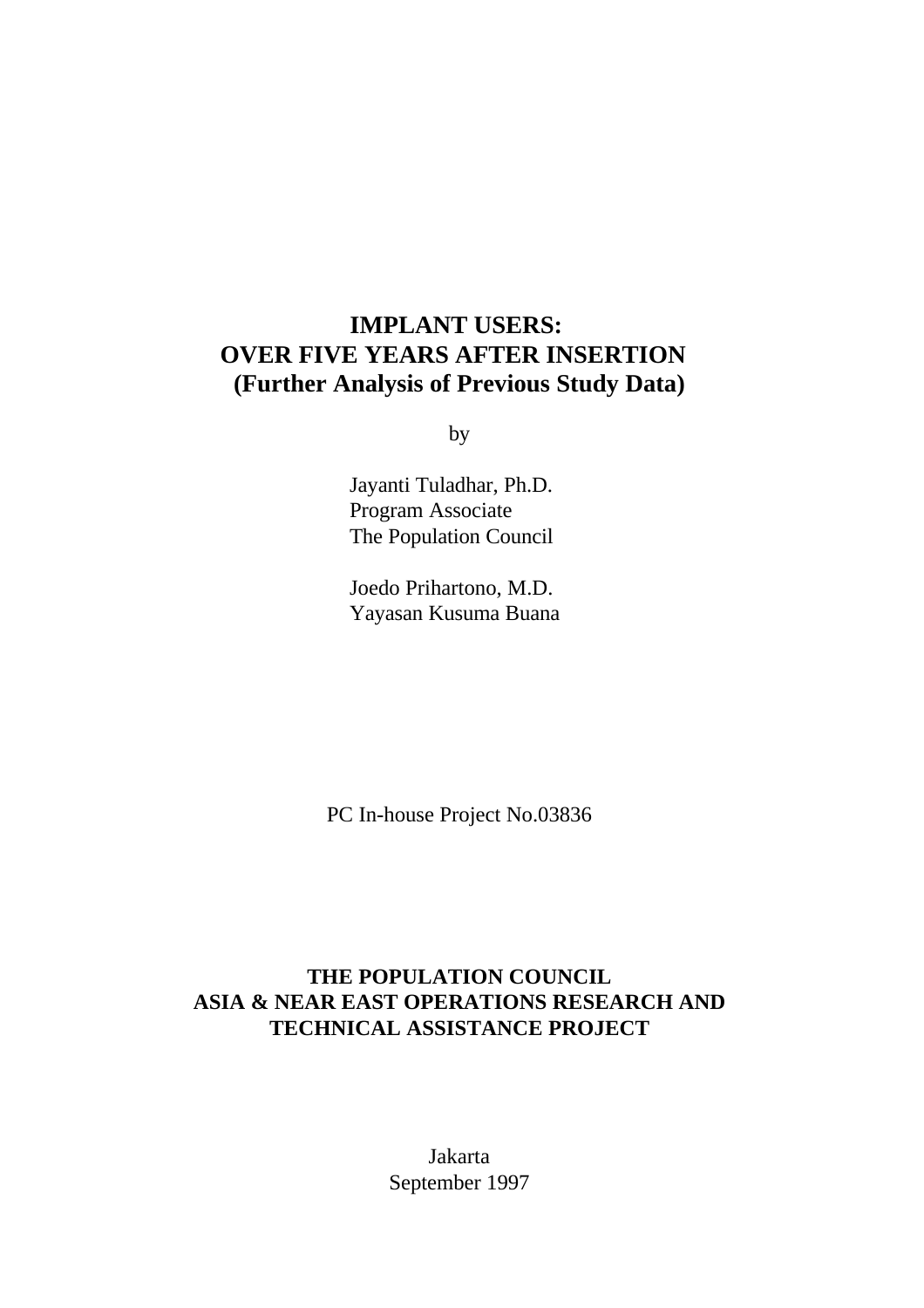# IMPLANT USERS:
# OVER FIVE YEARS AFTER INSERTION
## (Further Analysis of Previous Study Data)

by

Jayanti Tuladhar, Ph.D.
Program Associate
The Population Council

Joedo Prihartono, M.D.
Yayasan Kusuma Buana

PC In-house Project No.03836

**THE POPULATION COUNCIL**
**ASIA & NEAR EAST OPERATIONS RESEARCH AND TECHNICAL ASSISTANCE PROJECT**

Jakarta
September 1997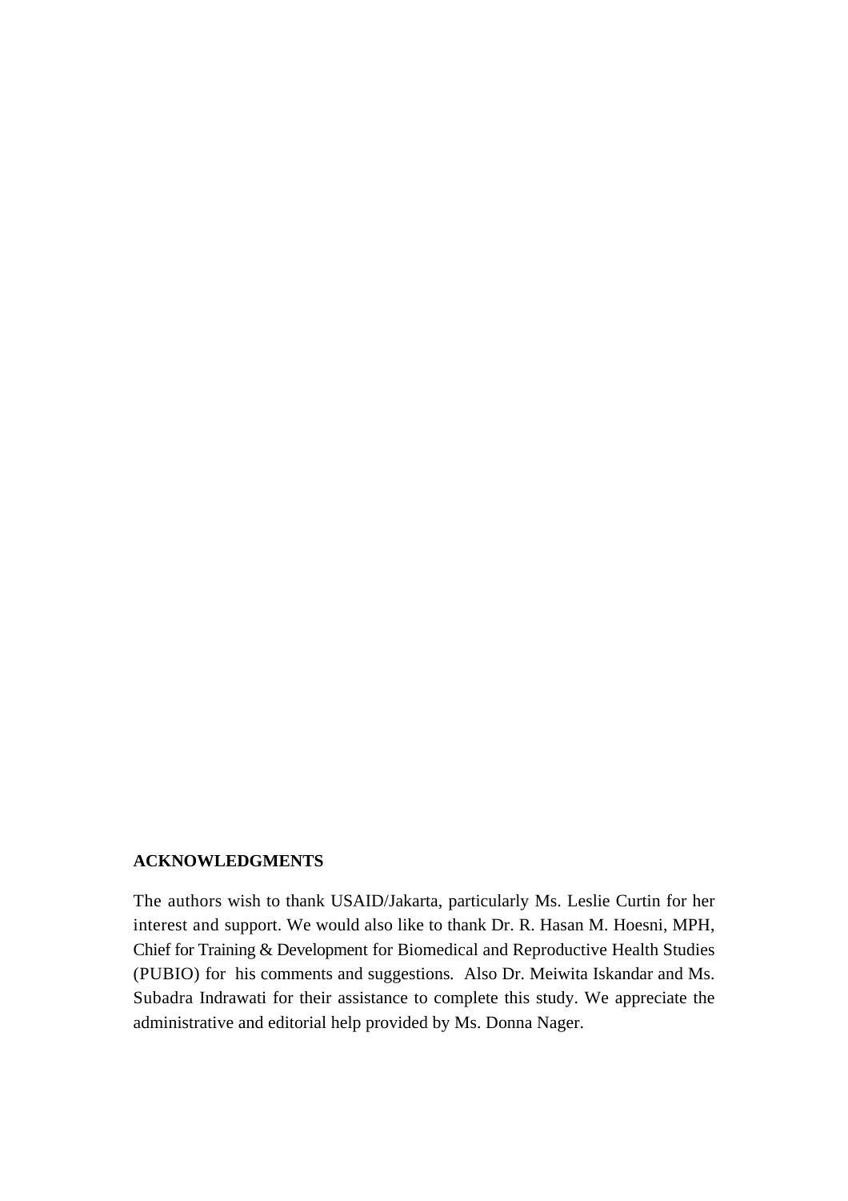**ACKNOWLEDGMENTS**

The authors wish to thank USAID/Jakarta, particularly Ms. Leslie Curtin for her interest and support. We would also like to thank Dr. R. Hasan M. Hoesni, MPH, Chief for Training & Development for Biomedical and Reproductive Health Studies (PUBIO) for his comments and suggestions. Also Dr. Meiwita Iskandar and Ms. Subadra Indrawati for their assistance to complete this study. We appreciate the administrative and editorial help provided by Ms. Donna Nager.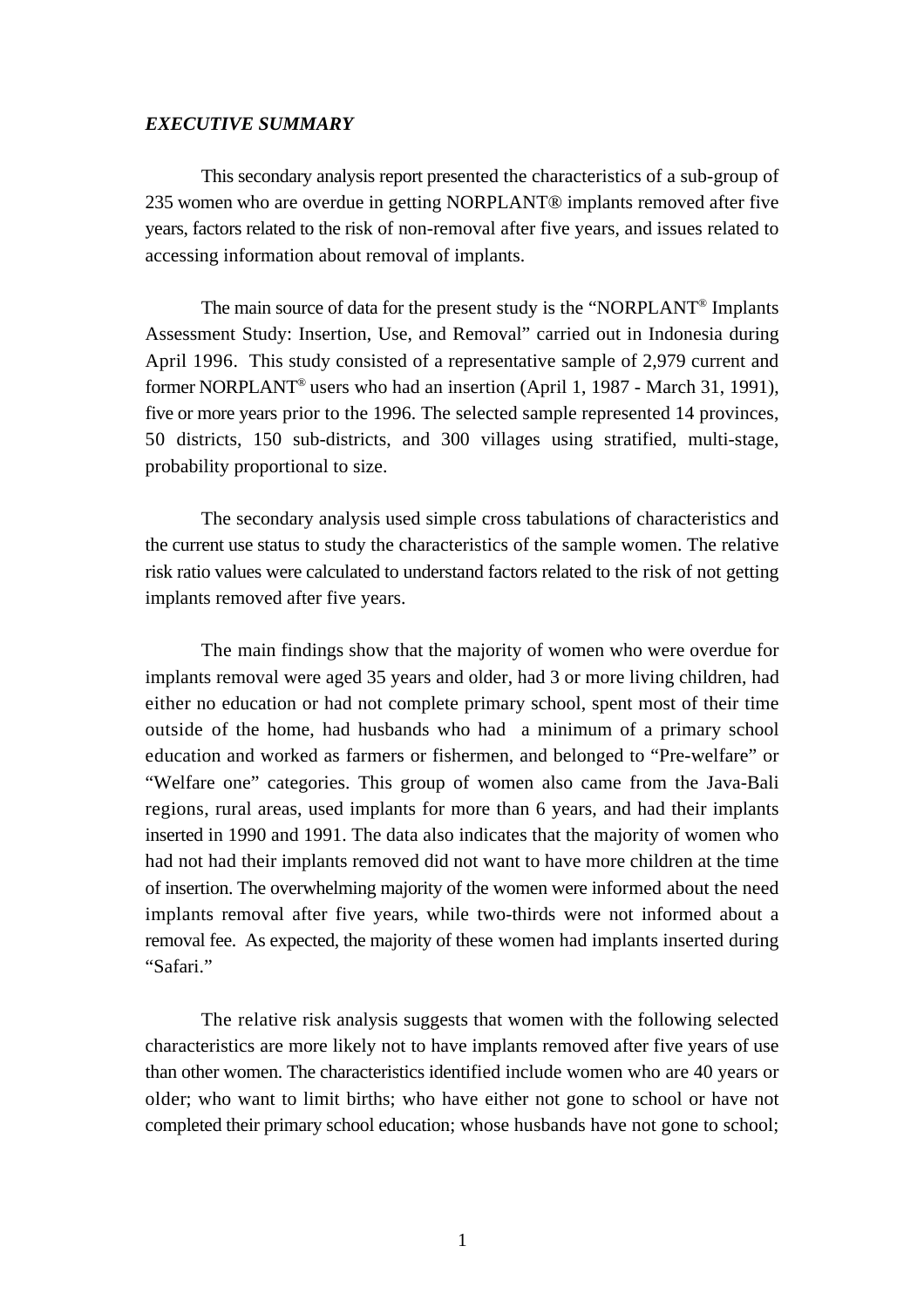***EXECUTIVE SUMMARY***

This secondary analysis report presented the characteristics of a sub-group of 235 women who are overdue in getting NORPLANT® implants removed after five years, factors related to the risk of non-removal after five years, and issues related to accessing information about removal of implants.

The main source of data for the present study is the "NORPLANT® Implants Assessment Study: Insertion, Use, and Removal" carried out in Indonesia during April 1996. This study consisted of a representative sample of 2,979 current and former NORPLANT® users who had an insertion (April 1, 1987 - March 31, 1991), five or more years prior to the 1996. The selected sample represented 14 provinces, 50 districts, 150 sub-districts, and 300 villages using stratified, multi-stage, probability proportional to size.

The secondary analysis used simple cross tabulations of characteristics and the current use status to study the characteristics of the sample women. The relative risk ratio values were calculated to understand factors related to the risk of not getting implants removed after five years.

The main findings show that the majority of women who were overdue for implants removal were aged 35 years and older, had 3 or more living children, had either no education or had not complete primary school, spent most of their time outside of the home, had husbands who had a minimum of a primary school education and worked as farmers or fishermen, and belonged to "Pre-welfare" or "Welfare one" categories. This group of women also came from the Java-Bali regions, rural areas, used implants for more than 6 years, and had their implants inserted in 1990 and 1991. The data also indicates that the majority of women who had not had their implants removed did not want to have more children at the time of insertion. The overwhelming majority of the women were informed about the need implants removal after five years, while two-thirds were not informed about a removal fee. As expected, the majority of these women had implants inserted during "Safari."

The relative risk analysis suggests that women with the following selected characteristics are more likely not to have implants removed after five years of use than other women. The characteristics identified include women who are 40 years or older; who want to limit births; who have either not gone to school or have not completed their primary school education; whose husbands have not gone to school;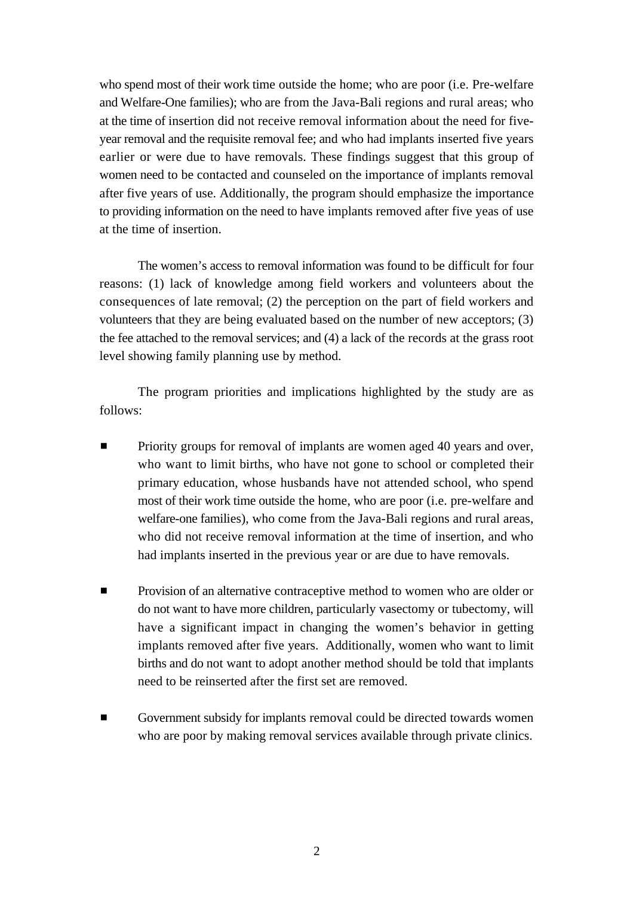who spend most of their work time outside the home; who are poor (i.e. Pre-welfare and Welfare-One families); who are from the Java-Bali regions and rural areas; who at the time of insertion did not receive removal information about the need for five-year removal and the requisite removal fee; and who had implants inserted five years earlier or were due to have removals. These findings suggest that this group of women need to be contacted and counseled on the importance of implants removal after five years of use. Additionally, the program should emphasize the importance to providing information on the need to have implants removed after five yeas of use at the time of insertion.

The women's access to removal information was found to be difficult for four reasons: (1) lack of knowledge among field workers and volunteers about the consequences of late removal; (2) the perception on the part of field workers and volunteers that they are being evaluated based on the number of new acceptors; (3) the fee attached to the removal services; and (4) a lack of the records at the grass root level showing family planning use by method.

The program priorities and implications highlighted by the study are as follows:

- Priority groups for removal of implants are women aged 40 years and over, who want to limit births, who have not gone to school or completed their primary education, whose husbands have not attended school, who spend most of their work time outside the home, who are poor (i.e. pre-welfare and welfare-one families), who come from the Java-Bali regions and rural areas, who did not receive removal information at the time of insertion, and who had implants inserted in the previous year or are due to have removals.

- Provision of an alternative contraceptive method to women who are older or do not want to have more children, particularly vasectomy or tubectomy, will have a significant impact in changing the women's behavior in getting implants removed after five years. Additionally, women who want to limit births and do not want to adopt another method should be told that implants need to be reinserted after the first set are removed.

- Government subsidy for implants removal could be directed towards women who are poor by making removal services available through private clinics.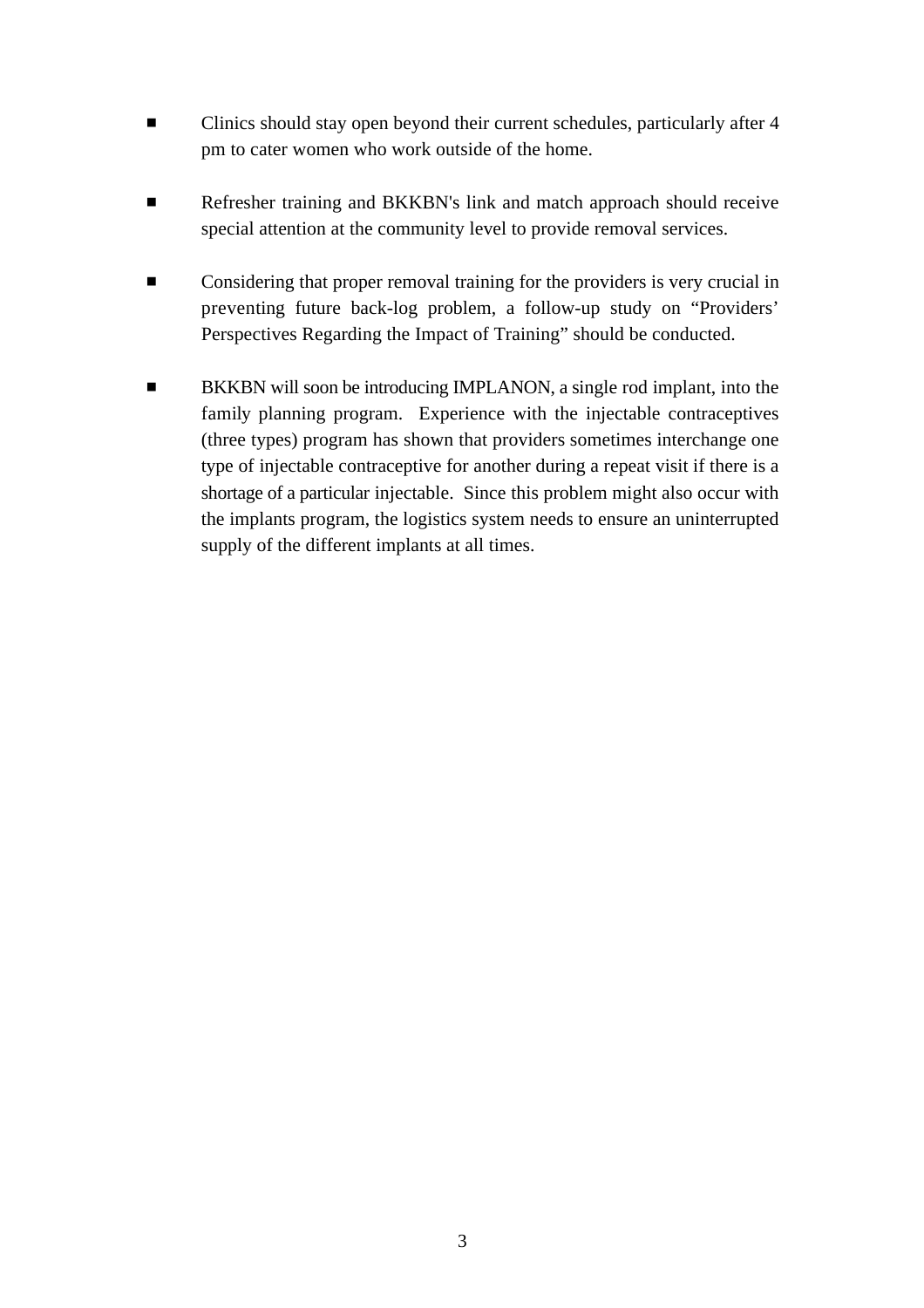- Clinics should stay open beyond their current schedules, particularly after 4 pm to cater women who work outside of the home.

- Refresher training and BKKBN's link and match approach should receive special attention at the community level to provide removal services.

- Considering that proper removal training for the providers is very crucial in preventing future back-log problem, a follow-up study on "Providers' Perspectives Regarding the Impact of Training" should be conducted.

- BKKBN will soon be introducing IMPLANON, a single rod implant, into the family planning program. Experience with the injectable contraceptives (three types) program has shown that providers sometimes interchange one type of injectable contraceptive for another during a repeat visit if there is a shortage of a particular injectable. Since this problem might also occur with the implants program, the logistics system needs to ensure an uninterrupted supply of the different implants at all times.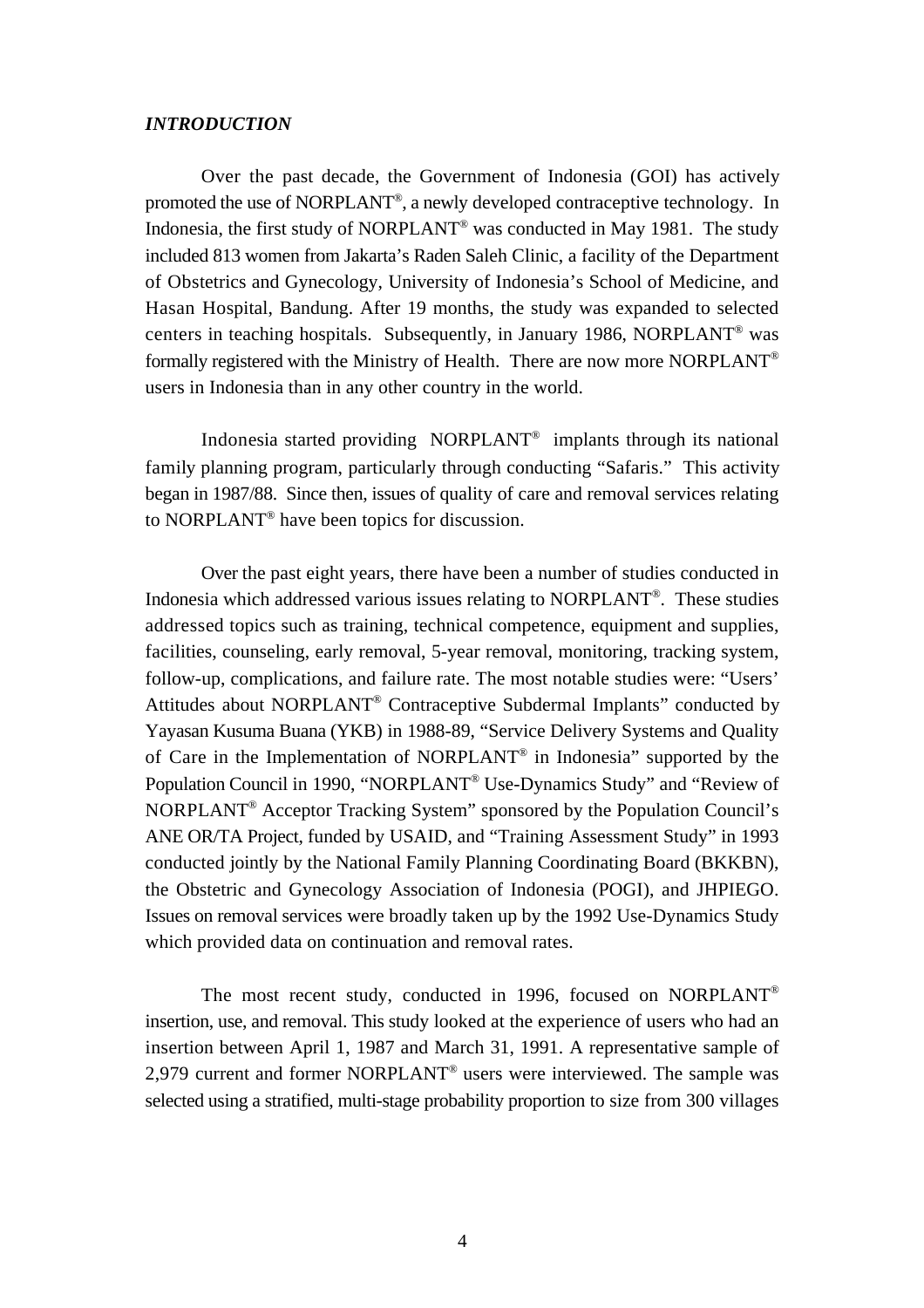### *INTRODUCTION*

Over the past decade, the Government of Indonesia (GOI) has actively promoted the use of NORPLANT®, a newly developed contraceptive technology. In Indonesia, the first study of NORPLANT® was conducted in May 1981. The study included 813 women from Jakarta's Raden Saleh Clinic, a facility of the Department of Obstetrics and Gynecology, University of Indonesia's School of Medicine, and Hasan Hospital, Bandung. After 19 months, the study was expanded to selected centers in teaching hospitals. Subsequently, in January 1986, NORPLANT® was formally registered with the Ministry of Health. There are now more NORPLANT® users in Indonesia than in any other country in the world.

Indonesia started providing NORPLANT® implants through its national family planning program, particularly through conducting "Safaris." This activity began in 1987/88. Since then, issues of quality of care and removal services relating to NORPLANT® have been topics for discussion.

Over the past eight years, there have been a number of studies conducted in Indonesia which addressed various issues relating to NORPLANT®. These studies addressed topics such as training, technical competence, equipment and supplies, facilities, counseling, early removal, 5-year removal, monitoring, tracking system, follow-up, complications, and failure rate. The most notable studies were: "Users' Attitudes about NORPLANT® Contraceptive Subdermal Implants" conducted by Yayasan Kusuma Buana (YKB) in 1988-89, "Service Delivery Systems and Quality of Care in the Implementation of NORPLANT® in Indonesia" supported by the Population Council in 1990, "NORPLANT® Use-Dynamics Study" and "Review of NORPLANT® Acceptor Tracking System" sponsored by the Population Council's ANE OR/TA Project, funded by USAID, and "Training Assessment Study" in 1993 conducted jointly by the National Family Planning Coordinating Board (BKKBN), the Obstetric and Gynecology Association of Indonesia (POGI), and JHPIEGO. Issues on removal services were broadly taken up by the 1992 Use-Dynamics Study which provided data on continuation and removal rates.

The most recent study, conducted in 1996, focused on NORPLANT® insertion, use, and removal. This study looked at the experience of users who had an insertion between April 1, 1987 and March 31, 1991. A representative sample of 2,979 current and former NORPLANT® users were interviewed. The sample was selected using a stratified, multi-stage probability proportion to size from 300 villages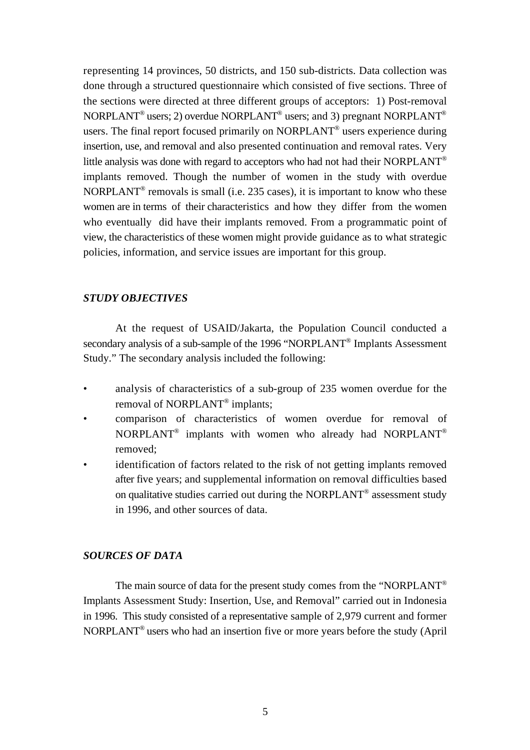representing 14 provinces, 50 districts, and 150 sub-districts. Data collection was done through a structured questionnaire which consisted of five sections. Three of the sections were directed at three different groups of acceptors: 1) Post-removal NORPLANT® users; 2) overdue NORPLANT® users; and 3) pregnant NORPLANT® users. The final report focused primarily on NORPLANT® users experience during insertion, use, and removal and also presented continuation and removal rates. Very little analysis was done with regard to acceptors who had not had their NORPLANT® implants removed. Though the number of women in the study with overdue NORPLANT® removals is small (i.e. 235 cases), it is important to know who these women are in terms of their characteristics and how they differ from the women who eventually did have their implants removed. From a programmatic point of view, the characteristics of these women might provide guidance as to what strategic policies, information, and service issues are important for this group.

### *STUDY OBJECTIVES*

At the request of USAID/Jakarta, the Population Council conducted a secondary analysis of a sub-sample of the 1996 "NORPLANT® Implants Assessment Study." The secondary analysis included the following:

- analysis of characteristics of a sub-group of 235 women overdue for the removal of NORPLANT® implants;
- comparison of characteristics of women overdue for removal of NORPLANT® implants with women who already had NORPLANT® removed;
- identification of factors related to the risk of not getting implants removed after five years; and supplemental information on removal difficulties based on qualitative studies carried out during the NORPLANT® assessment study in 1996, and other sources of data.

### *SOURCES OF DATA*

The main source of data for the present study comes from the "NORPLANT® Implants Assessment Study: Insertion, Use, and Removal" carried out in Indonesia in 1996. This study consisted of a representative sample of 2,979 current and former NORPLANT® users who had an insertion five or more years before the study (April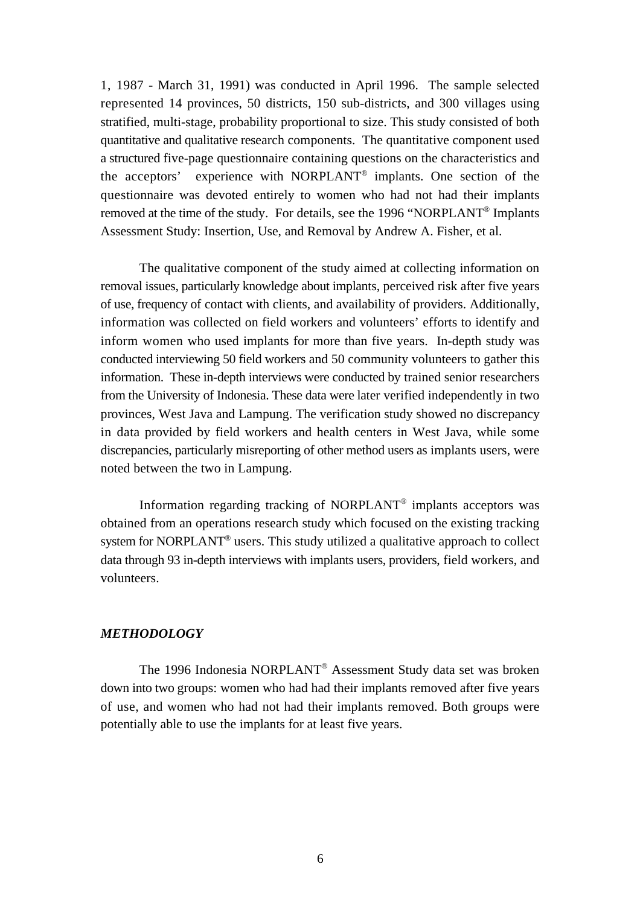1, 1987 - March 31, 1991) was conducted in April 1996. The sample selected represented 14 provinces, 50 districts, 150 sub-districts, and 300 villages using stratified, multi-stage, probability proportional to size. This study consisted of both quantitative and qualitative research components. The quantitative component used a structured five-page questionnaire containing questions on the characteristics and the acceptors' experience with NORPLANT® implants. One section of the questionnaire was devoted entirely to women who had not had their implants removed at the time of the study. For details, see the 1996 "NORPLANT® Implants Assessment Study: Insertion, Use, and Removal by Andrew A. Fisher, et al.

The qualitative component of the study aimed at collecting information on removal issues, particularly knowledge about implants, perceived risk after five years of use, frequency of contact with clients, and availability of providers. Additionally, information was collected on field workers and volunteers' efforts to identify and inform women who used implants for more than five years. In-depth study was conducted interviewing 50 field workers and 50 community volunteers to gather this information. These in-depth interviews were conducted by trained senior researchers from the University of Indonesia. These data were later verified independently in two provinces, West Java and Lampung. The verification study showed no discrepancy in data provided by field workers and health centers in West Java, while some discrepancies, particularly misreporting of other method users as implants users, were noted between the two in Lampung.

Information regarding tracking of NORPLANT® implants acceptors was obtained from an operations research study which focused on the existing tracking system for NORPLANT® users. This study utilized a qualitative approach to collect data through 93 in-depth interviews with implants users, providers, field workers, and volunteers.

### *METHODOLOGY*

The 1996 Indonesia NORPLANT® Assessment Study data set was broken down into two groups: women who had had their implants removed after five years of use, and women who had not had their implants removed. Both groups were potentially able to use the implants for at least five years.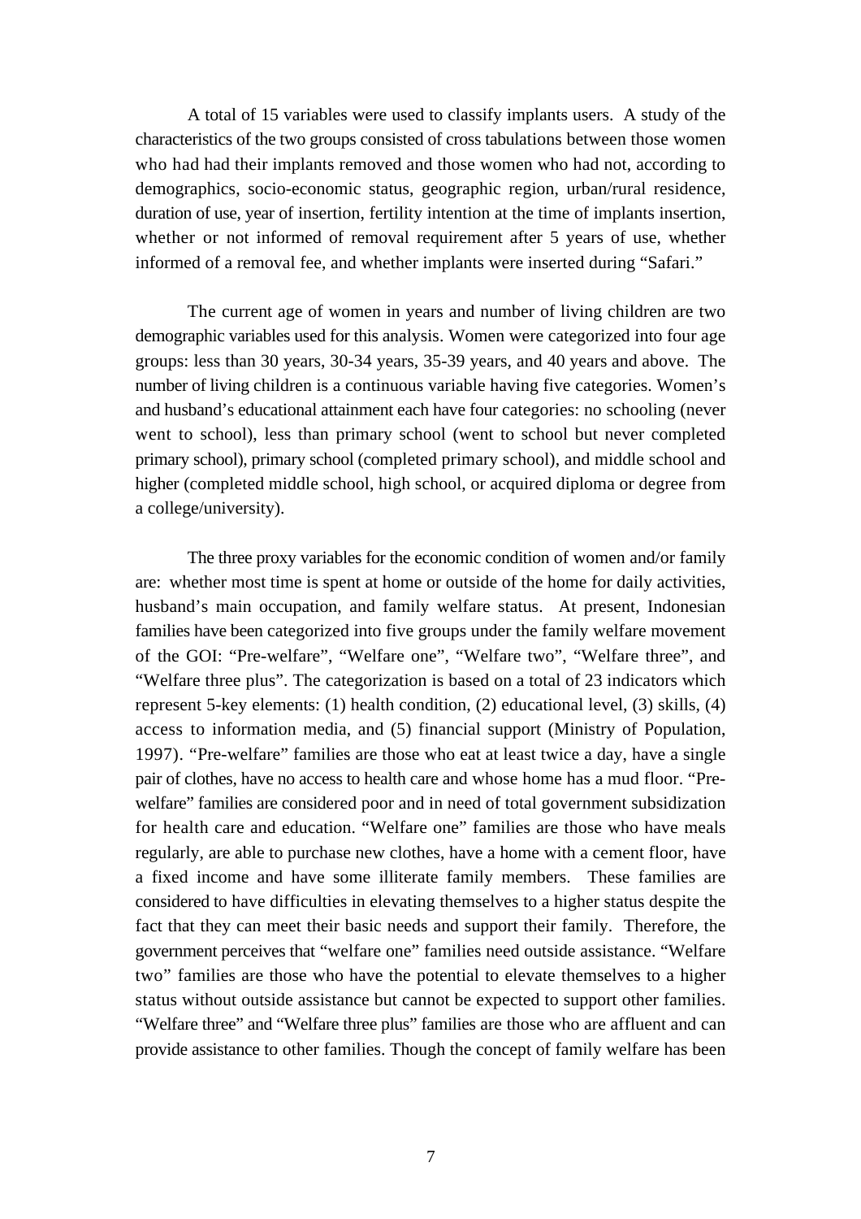A total of 15 variables were used to classify implants users. A study of the characteristics of the two groups consisted of cross tabulations between those women who had had their implants removed and those women who had not, according to demographics, socio-economic status, geographic region, urban/rural residence, duration of use, year of insertion, fertility intention at the time of implants insertion, whether or not informed of removal requirement after 5 years of use, whether informed of a removal fee, and whether implants were inserted during "Safari."

The current age of women in years and number of living children are two demographic variables used for this analysis. Women were categorized into four age groups: less than 30 years, 30-34 years, 35-39 years, and 40 years and above. The number of living children is a continuous variable having five categories. Women's and husband's educational attainment each have four categories: no schooling (never went to school), less than primary school (went to school but never completed primary school), primary school (completed primary school), and middle school and higher (completed middle school, high school, or acquired diploma or degree from a college/university).

The three proxy variables for the economic condition of women and/or family are: whether most time is spent at home or outside of the home for daily activities, husband's main occupation, and family welfare status. At present, Indonesian families have been categorized into five groups under the family welfare movement of the GOI: "Pre-welfare", "Welfare one", "Welfare two", "Welfare three", and "Welfare three plus". The categorization is based on a total of 23 indicators which represent 5-key elements: (1) health condition, (2) educational level, (3) skills, (4) access to information media, and (5) financial support (Ministry of Population, 1997). "Pre-welfare" families are those who eat at least twice a day, have a single pair of clothes, have no access to health care and whose home has a mud floor. "Pre-welfare" families are considered poor and in need of total government subsidization for health care and education. "Welfare one" families are those who have meals regularly, are able to purchase new clothes, have a home with a cement floor, have a fixed income and have some illiterate family members. These families are considered to have difficulties in elevating themselves to a higher status despite the fact that they can meet their basic needs and support their family. Therefore, the government perceives that "welfare one" families need outside assistance. "Welfare two" families are those who have the potential to elevate themselves to a higher status without outside assistance but cannot be expected to support other families. "Welfare three" and "Welfare three plus" families are those who are affluent and can provide assistance to other families. Though the concept of family welfare has been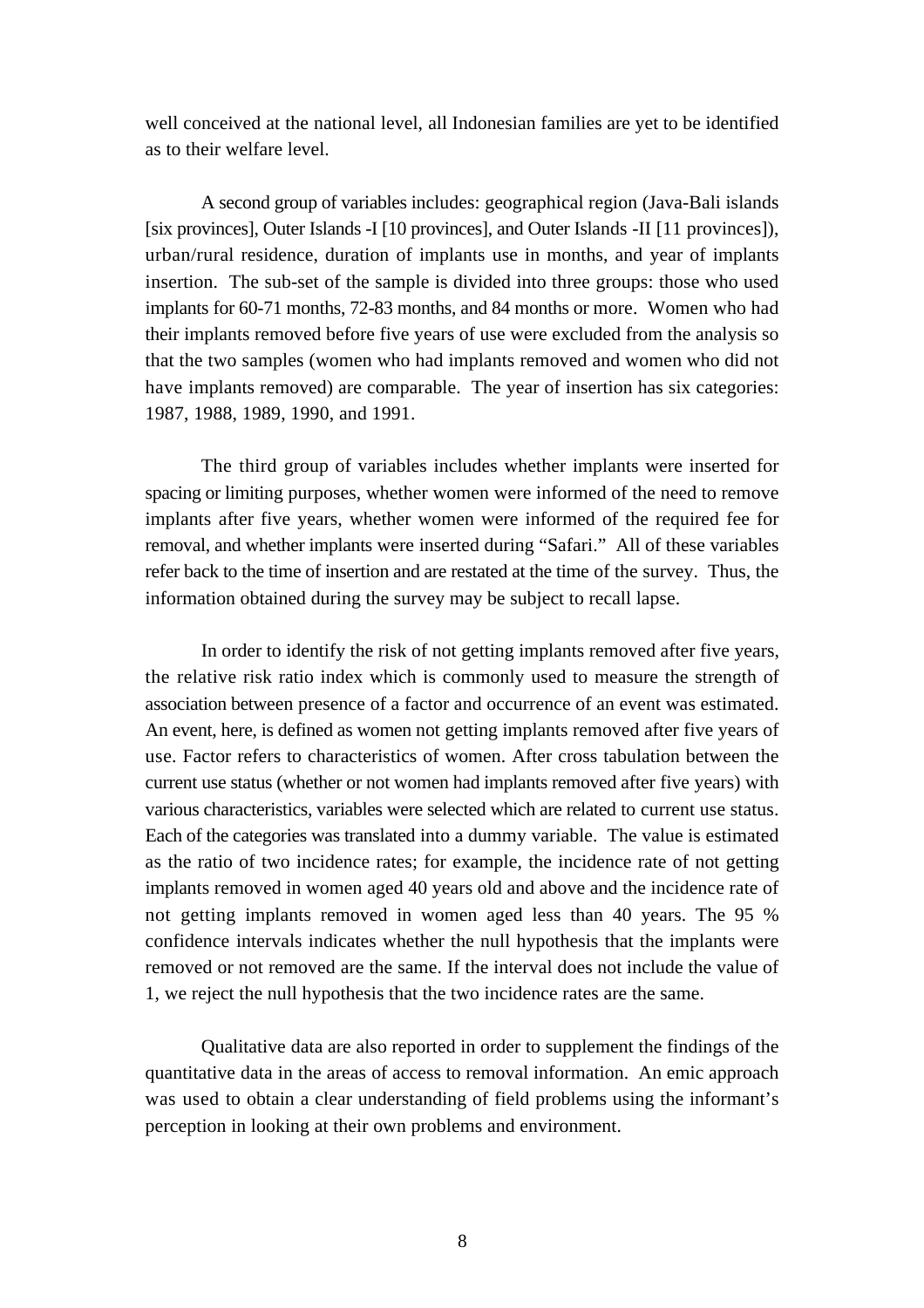well conceived at the national level, all Indonesian families are yet to be identified as to their welfare level.

A second group of variables includes: geographical region (Java-Bali islands [six provinces], Outer Islands -I [10 provinces], and Outer Islands -II [11 provinces]), urban/rural residence, duration of implants use in months, and year of implants insertion. The sub-set of the sample is divided into three groups: those who used implants for 60-71 months, 72-83 months, and 84 months or more. Women who had their implants removed before five years of use were excluded from the analysis so that the two samples (women who had implants removed and women who did not have implants removed) are comparable. The year of insertion has six categories: 1987, 1988, 1989, 1990, and 1991.

The third group of variables includes whether implants were inserted for spacing or limiting purposes, whether women were informed of the need to remove implants after five years, whether women were informed of the required fee for removal, and whether implants were inserted during "Safari." All of these variables refer back to the time of insertion and are restated at the time of the survey. Thus, the information obtained during the survey may be subject to recall lapse.

In order to identify the risk of not getting implants removed after five years, the relative risk ratio index which is commonly used to measure the strength of association between presence of a factor and occurrence of an event was estimated. An event, here, is defined as women not getting implants removed after five years of use. Factor refers to characteristics of women. After cross tabulation between the current use status (whether or not women had implants removed after five years) with various characteristics, variables were selected which are related to current use status. Each of the categories was translated into a dummy variable. The value is estimated as the ratio of two incidence rates; for example, the incidence rate of not getting implants removed in women aged 40 years old and above and the incidence rate of not getting implants removed in women aged less than 40 years. The 95 % confidence intervals indicates whether the null hypothesis that the implants were removed or not removed are the same. If the interval does not include the value of 1, we reject the null hypothesis that the two incidence rates are the same.

Qualitative data are also reported in order to supplement the findings of the quantitative data in the areas of access to removal information. An emic approach was used to obtain a clear understanding of field problems using the informant's perception in looking at their own problems and environment.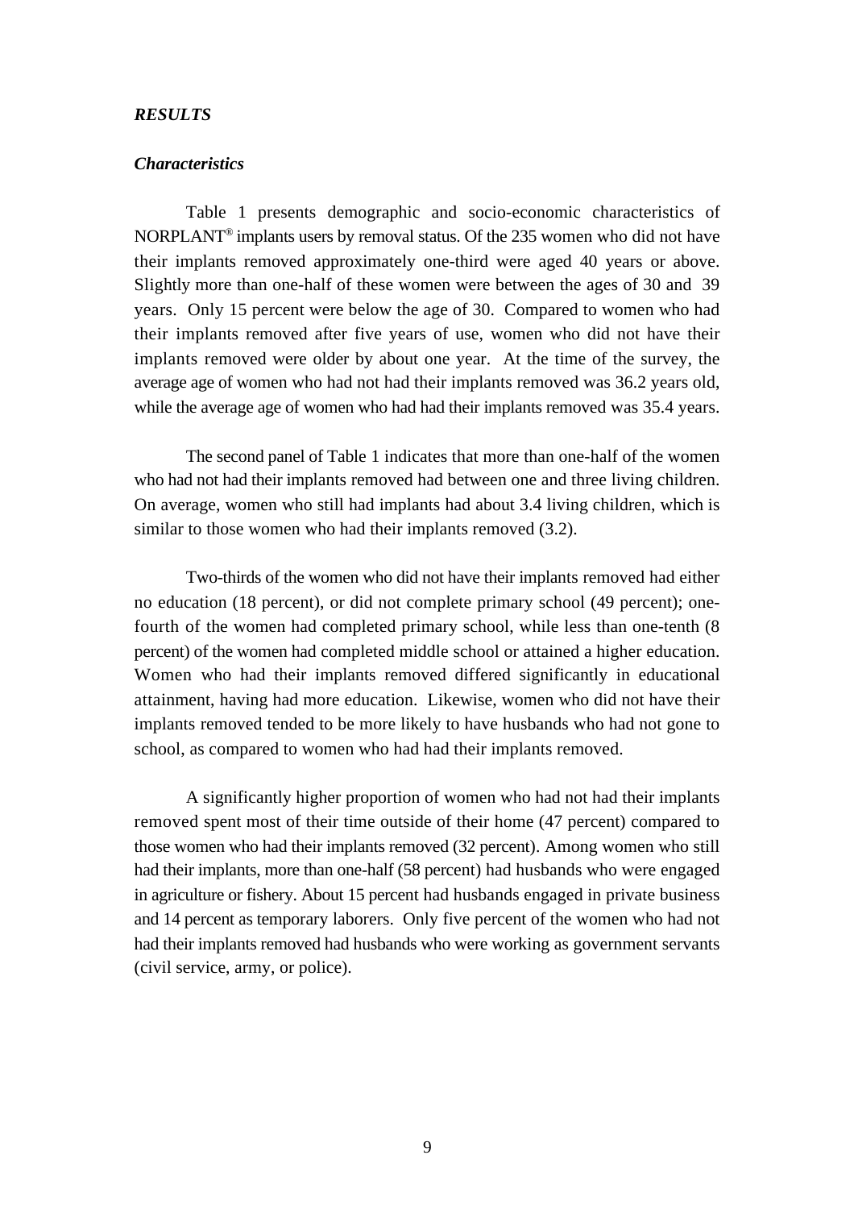## *RESULTS*

### *Characteristics*

Table 1 presents demographic and socio-economic characteristics of NORPLANT® implants users by removal status. Of the 235 women who did not have their implants removed approximately one-third were aged 40 years or above. Slightly more than one-half of these women were between the ages of 30 and 39 years. Only 15 percent were below the age of 30. Compared to women who had their implants removed after five years of use, women who did not have their implants removed were older by about one year. At the time of the survey, the average age of women who had not had their implants removed was 36.2 years old, while the average age of women who had had their implants removed was 35.4 years.

The second panel of Table 1 indicates that more than one-half of the women who had not had their implants removed had between one and three living children. On average, women who still had implants had about 3.4 living children, which is similar to those women who had their implants removed (3.2).

Two-thirds of the women who did not have their implants removed had either no education (18 percent), or did not complete primary school (49 percent); one-fourth of the women had completed primary school, while less than one-tenth (8 percent) of the women had completed middle school or attained a higher education. Women who had their implants removed differed significantly in educational attainment, having had more education. Likewise, women who did not have their implants removed tended to be more likely to have husbands who had not gone to school, as compared to women who had had their implants removed.

A significantly higher proportion of women who had not had their implants removed spent most of their time outside of their home (47 percent) compared to those women who had their implants removed (32 percent). Among women who still had their implants, more than one-half (58 percent) had husbands who were engaged in agriculture or fishery. About 15 percent had husbands engaged in private business and 14 percent as temporary laborers. Only five percent of the women who had not had their implants removed had husbands who were working as government servants (civil service, army, or police).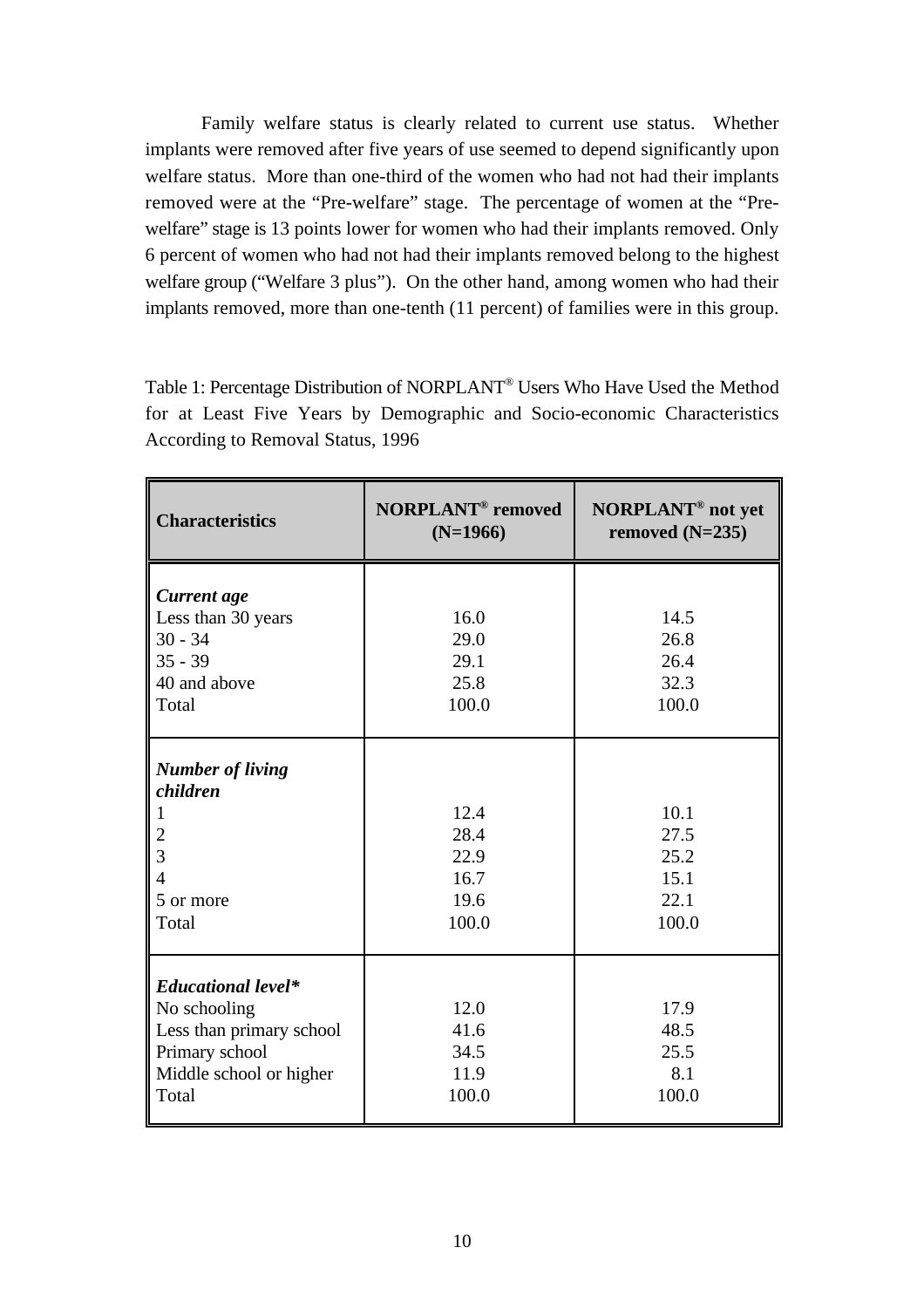Family welfare status is clearly related to current use status. Whether implants were removed after five years of use seemed to depend significantly upon welfare status. More than one-third of the women who had not had their implants removed were at the "Pre-welfare" stage. The percentage of women at the "Pre-welfare" stage is 13 points lower for women who had their implants removed. Only 6 percent of women who had not had their implants removed belong to the highest welfare group ("Welfare 3 plus"). On the other hand, among women who had their implants removed, more than one-tenth (11 percent) of families were in this group.

Table 1: Percentage Distribution of NORPLANT® Users Who Have Used the Method for at Least Five Years by Demographic and Socio-economic Characteristics According to Removal Status, 1996

| Characteristics | NORPLANT® removed (N=1966) | NORPLANT® not yet removed (N=235) |
|---|---|---|
| ***Current age*** | | |
| Less than 30 years | 16.0 | 14.5 |
| 30 - 34 | 29.0 | 26.8 |
| 35 - 39 | 29.1 | 26.4 |
| 40 and above | 25.8 | 32.3 |
| Total | 100.0 | 100.0 |
| ***Number of living children*** | | |
| 1 | 12.4 | 10.1 |
| 2 | 28.4 | 27.5 |
| 3 | 22.9 | 25.2 |
| 4 | 16.7 | 15.1 |
| 5 or more | 19.6 | 22.1 |
| Total | 100.0 | 100.0 |
| ***Educational level**** | | |
| No schooling | 12.0 | 17.9 |
| Less than primary school | 41.6 | 48.5 |
| Primary school | 34.5 | 25.5 |
| Middle school or higher | 11.9 | 8.1 |
| Total | 100.0 | 100.0 |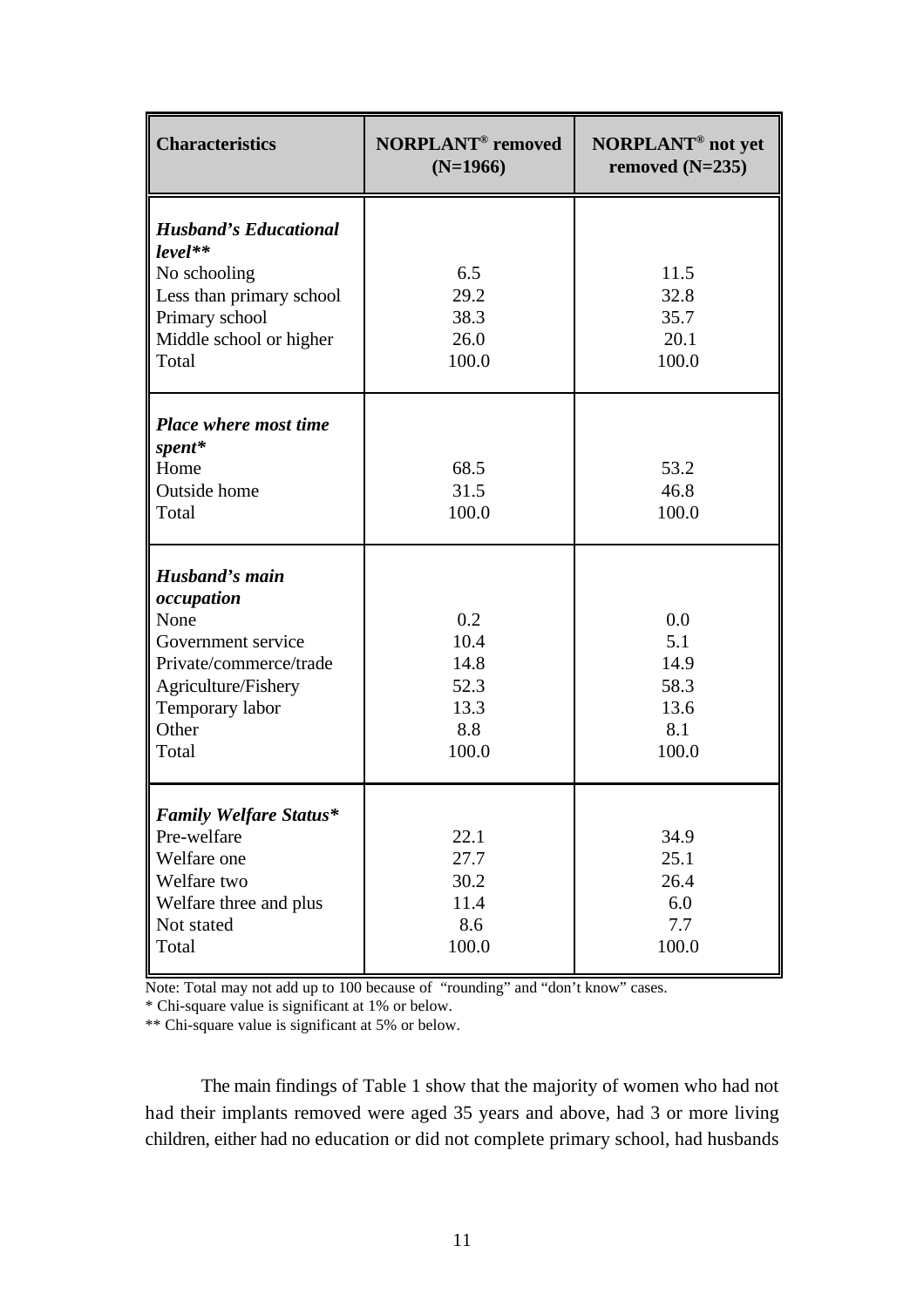| Characteristics | NORPLANT® removed (N=1966) | NORPLANT® not yet removed (N=235) |
|---|---|---|
| ***Husband's Educational level*** ** | | |
| No schooling | 6.5 | 11.5 |
| Less than primary school | 29.2 | 32.8 |
| Primary school | 38.3 | 35.7 |
| Middle school or higher | 26.0 | 20.1 |
| Total | 100.0 | 100.0 |
| ***Place where most time spent*** * | | |
| Home | 68.5 | 53.2 |
| Outside home | 31.5 | 46.8 |
| Total | 100.0 | 100.0 |
| ***Husband's main occupation*** | | |
| None | 0.2 | 0.0 |
| Government service | 10.4 | 5.1 |
| Private/commerce/trade | 14.8 | 14.9 |
| Agriculture/Fishery | 52.3 | 58.3 |
| Temporary labor | 13.3 | 13.6 |
| Other | 8.8 | 8.1 |
| Total | 100.0 | 100.0 |
| ***Family Welfare Status*** * | | |
| Pre-welfare | 22.1 | 34.9 |
| Welfare one | 27.7 | 25.1 |
| Welfare two | 30.2 | 26.4 |
| Welfare three and plus | 11.4 | 6.0 |
| Not stated | 8.6 | 7.7 |
| Total | 100.0 | 100.0 |

Note: Total may not add up to 100 because of "rounding" and "don't know" cases.
* Chi-square value is significant at 1% or below.
** Chi-square value is significant at 5% or below.

The main findings of Table 1 show that the majority of women who had not had their implants removed were aged 35 years and above, had 3 or more living children, either had no education or did not complete primary school, had husbands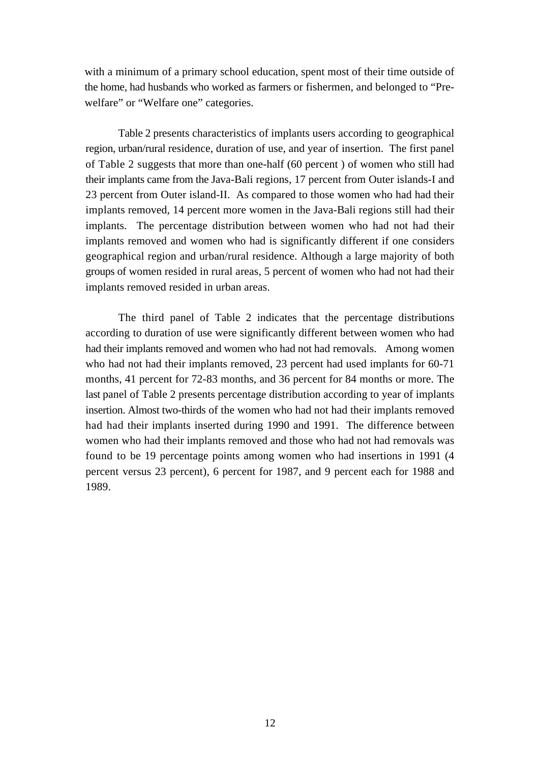with a minimum of a primary school education, spent most of their time outside of the home, had husbands who worked as farmers or fishermen, and belonged to "Pre-welfare" or "Welfare one" categories.

Table 2 presents characteristics of implants users according to geographical region, urban/rural residence, duration of use, and year of insertion. The first panel of Table 2 suggests that more than one-half (60 percent ) of women who still had their implants came from the Java-Bali regions, 17 percent from Outer islands-I and 23 percent from Outer island-II. As compared to those women who had had their implants removed, 14 percent more women in the Java-Bali regions still had their implants. The percentage distribution between women who had not had their implants removed and women who had is significantly different if one considers geographical region and urban/rural residence. Although a large majority of both groups of women resided in rural areas, 5 percent of women who had not had their implants removed resided in urban areas.

The third panel of Table 2 indicates that the percentage distributions according to duration of use were significantly different between women who had had their implants removed and women who had not had removals. Among women who had not had their implants removed, 23 percent had used implants for 60-71 months, 41 percent for 72-83 months, and 36 percent for 84 months or more. The last panel of Table 2 presents percentage distribution according to year of implants insertion. Almost two-thirds of the women who had not had their implants removed had had their implants inserted during 1990 and 1991. The difference between women who had their implants removed and those who had not had removals was found to be 19 percentage points among women who had insertions in 1991 (4 percent versus 23 percent), 6 percent for 1987, and 9 percent each for 1988 and 1989.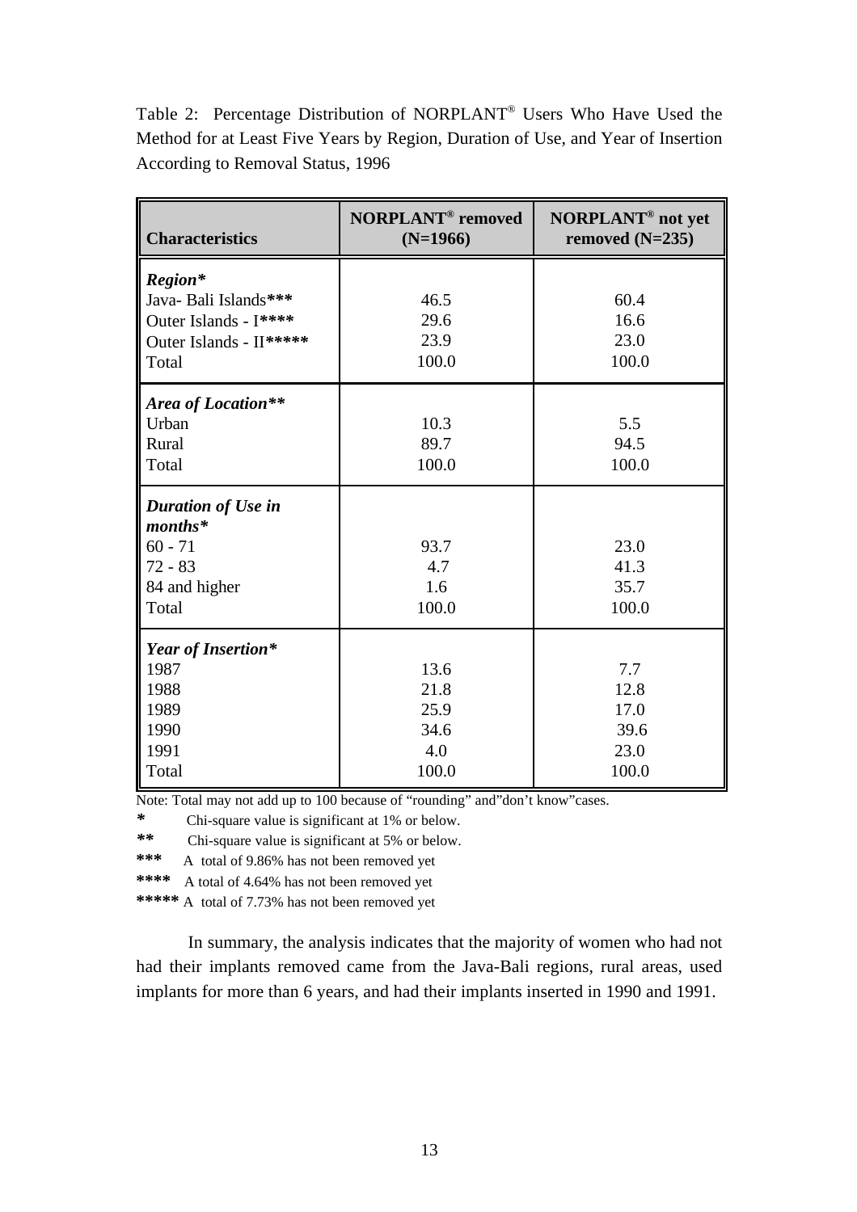Table 2: Percentage Distribution of NORPLANT® Users Who Have Used the Method for at Least Five Years by Region, Duration of Use, and Year of Insertion According to Removal Status, 1996

| Characteristics | NORPLANT® removed (N=1966) | NORPLANT® not yet removed (N=235) |
|---|---|---|
| ***Region**** | | |
| Java- Bali Islands*** | 46.5 | 60.4 |
| Outer Islands - I**** | 29.6 | 16.6 |
| Outer Islands - II***** | 23.9 | 23.0 |
| Total | 100.0 | 100.0 |
| ***Area of Location**** | | |
| Urban | 10.3 | 5.5 |
| Rural | 89.7 | 94.5 |
| Total | 100.0 | 100.0 |
| ***Duration of Use in months**** | | |
| 60 - 71 | 93.7 | 23.0 |
| 72 - 83 | 4.7 | 41.3 |
| 84 and higher | 1.6 | 35.7 |
| Total | 100.0 | 100.0 |
| ***Year of Insertion**** | | |
| 1987 | 13.6 | 7.7 |
| 1988 | 21.8 | 12.8 |
| 1989 | 25.9 | 17.0 |
| 1990 | 34.6 | 39.6 |
| 1991 | 4.0 | 23.0 |
| Total | 100.0 | 100.0 |

Note: Total may not add up to 100 because of "rounding" and"don't know"cases.

\* Chi-square value is significant at 1% or below.

\** Chi-square value is significant at 5% or below.

\*** A total of 9.86% has not been removed yet

\**** A total of 4.64% has not been removed yet

\***** A total of 7.73% has not been removed yet

In summary, the analysis indicates that the majority of women who had not had their implants removed came from the Java-Bali regions, rural areas, used implants for more than 6 years, and had their implants inserted in 1990 and 1991.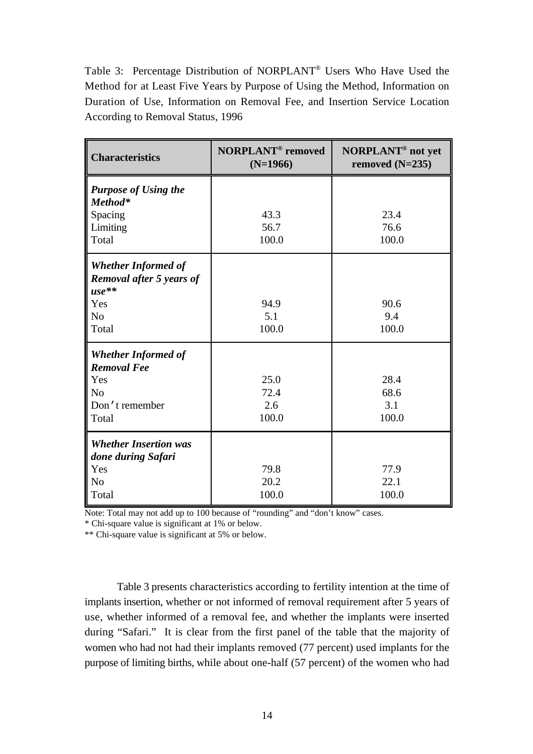Table 3: Percentage Distribution of NORPLANT® Users Who Have Used the Method for at Least Five Years by Purpose of Using the Method, Information on Duration of Use, Information on Removal Fee, and Insertion Service Location According to Removal Status, 1996

| **Characteristics** | **NORPLANT® removed (N=1966)** | **NORPLANT® not yet removed (N=235)** |
|---|---|---|
| ***Purpose of Using the Method**** | | |
| Spacing | 43.3 | 23.4 |
| Limiting | 56.7 | 76.6 |
| Total | 100.0 | 100.0 |
| ***Whether Informed of Removal after 5 years of use**** | | |
| Yes | 94.9 | 90.6 |
| No | 5.1 | 9.4 |
| Total | 100.0 | 100.0 |
| ***Whether Informed of Removal Fee*** | | |
| Yes | 25.0 | 28.4 |
| No | 72.4 | 68.6 |
| Don't remember | 2.6 | 3.1 |
| Total | 100.0 | 100.0 |
| ***Whether Insertion was done during Safari*** | | |
| Yes | 79.8 | 77.9 |
| No | 20.2 | 22.1 |
| Total | 100.0 | 100.0 |

Note: Total may not add up to 100 because of "rounding" and "don't know" cases.

* Chi-square value is significant at 1% or below.

** Chi-square value is significant at 5% or below.

Table 3 presents characteristics according to fertility intention at the time of implants insertion, whether or not informed of removal requirement after 5 years of use, whether informed of a removal fee, and whether the implants were inserted during "Safari." It is clear from the first panel of the table that the majority of women who had not had their implants removed (77 percent) used implants for the purpose of limiting births, while about one-half (57 percent) of the women who had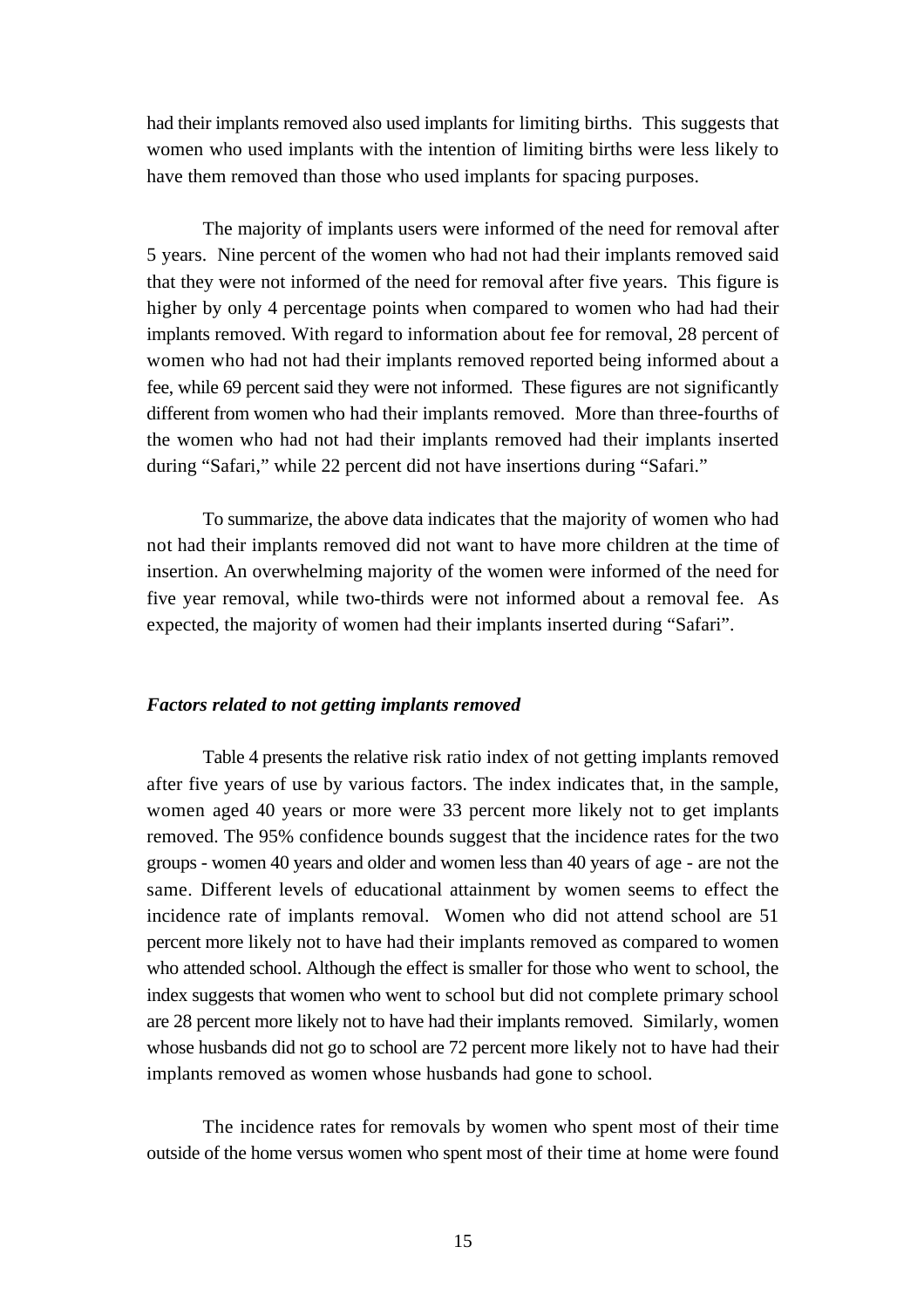had their implants removed also used implants for limiting births. This suggests that women who used implants with the intention of limiting births were less likely to have them removed than those who used implants for spacing purposes.

The majority of implants users were informed of the need for removal after 5 years. Nine percent of the women who had not had their implants removed said that they were not informed of the need for removal after five years. This figure is higher by only 4 percentage points when compared to women who had had their implants removed. With regard to information about fee for removal, 28 percent of women who had not had their implants removed reported being informed about a fee, while 69 percent said they were not informed. These figures are not significantly different from women who had their implants removed. More than three-fourths of the women who had not had their implants removed had their implants inserted during "Safari," while 22 percent did not have insertions during "Safari."

To summarize, the above data indicates that the majority of women who had not had their implants removed did not want to have more children at the time of insertion. An overwhelming majority of the women were informed of the need for five year removal, while two-thirds were not informed about a removal fee. As expected, the majority of women had their implants inserted during "Safari".

### *Factors related to not getting implants removed*

Table 4 presents the relative risk ratio index of not getting implants removed after five years of use by various factors. The index indicates that, in the sample, women aged 40 years or more were 33 percent more likely not to get implants removed. The 95% confidence bounds suggest that the incidence rates for the two groups - women 40 years and older and women less than 40 years of age - are not the same. Different levels of educational attainment by women seems to effect the incidence rate of implants removal. Women who did not attend school are 51 percent more likely not to have had their implants removed as compared to women who attended school. Although the effect is smaller for those who went to school, the index suggests that women who went to school but did not complete primary school are 28 percent more likely not to have had their implants removed. Similarly, women whose husbands did not go to school are 72 percent more likely not to have had their implants removed as women whose husbands had gone to school.

The incidence rates for removals by women who spent most of their time outside of the home versus women who spent most of their time at home were found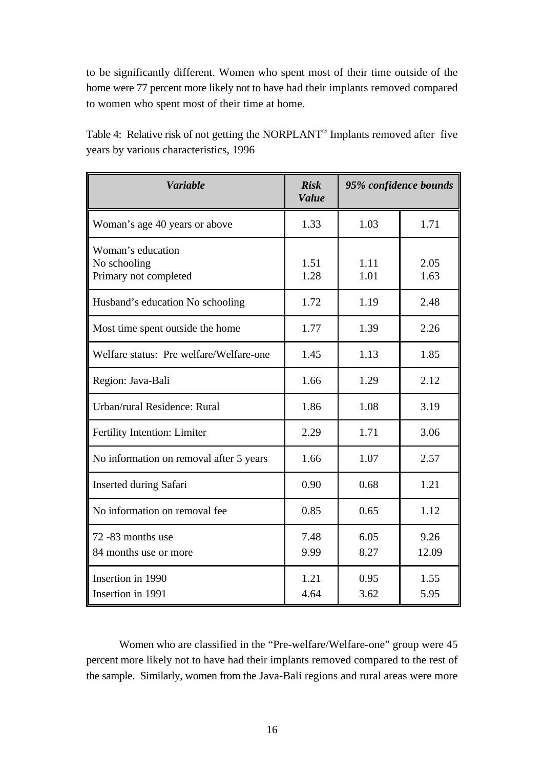to be significantly different. Women who spent most of their time outside of the home were 77 percent more likely not to have had their implants removed compared to women who spent most of their time at home.

Table 4: Relative risk of not getting the NORPLANT® Implants removed after five years by various characteristics, 1996

| *Variable* | *Risk Value* | *95% confidence bounds* | |
|---|---|---|---|
| Woman's age 40 years or above | 1.33 | 1.03 | 1.71 |
| Woman's education | | | |
| No schooling | 1.51 | 1.11 | 2.05 |
| Primary not completed | 1.28 | 1.01 | 1.63 |
| Husband's education No schooling | 1.72 | 1.19 | 2.48 |
| Most time spent outside the home | 1.77 | 1.39 | 2.26 |
| Welfare status: Pre welfare/Welfare-one | 1.45 | 1.13 | 1.85 |
| Region: Java-Bali | 1.66 | 1.29 | 2.12 |
| Urban/rural Residence: Rural | 1.86 | 1.08 | 3.19 |
| Fertility Intention: Limiter | 2.29 | 1.71 | 3.06 |
| No information on removal after 5 years | 1.66 | 1.07 | 2.57 |
| Inserted during Safari | 0.90 | 0.68 | 1.21 |
| No information on removal fee | 0.85 | 0.65 | 1.12 |
| 72 -83 months use | 7.48 | 6.05 | 9.26 |
| 84 months use or more | 9.99 | 8.27 | 12.09 |
| Insertion in 1990 | 1.21 | 0.95 | 1.55 |
| Insertion in 1991 | 4.64 | 3.62 | 5.95 |

Women who are classified in the "Pre-welfare/Welfare-one" group were 45 percent more likely not to have had their implants removed compared to the rest of the sample. Similarly, women from the Java-Bali regions and rural areas were more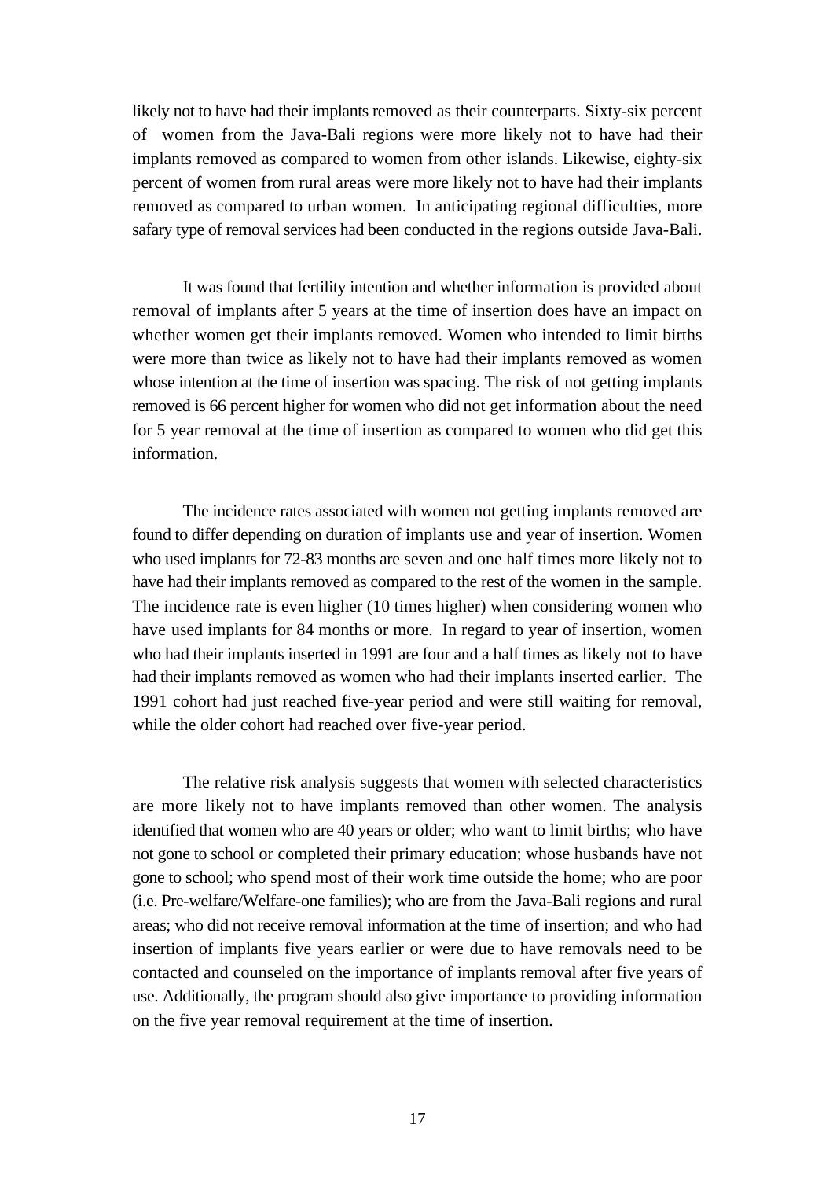likely not to have had their implants removed as their counterparts. Sixty-six percent of women from the Java-Bali regions were more likely not to have had their implants removed as compared to women from other islands. Likewise, eighty-six percent of women from rural areas were more likely not to have had their implants removed as compared to urban women. In anticipating regional difficulties, more safary type of removal services had been conducted in the regions outside Java-Bali.

It was found that fertility intention and whether information is provided about removal of implants after 5 years at the time of insertion does have an impact on whether women get their implants removed. Women who intended to limit births were more than twice as likely not to have had their implants removed as women whose intention at the time of insertion was spacing. The risk of not getting implants removed is 66 percent higher for women who did not get information about the need for 5 year removal at the time of insertion as compared to women who did get this information.

The incidence rates associated with women not getting implants removed are found to differ depending on duration of implants use and year of insertion. Women who used implants for 72-83 months are seven and one half times more likely not to have had their implants removed as compared to the rest of the women in the sample. The incidence rate is even higher (10 times higher) when considering women who have used implants for 84 months or more. In regard to year of insertion, women who had their implants inserted in 1991 are four and a half times as likely not to have had their implants removed as women who had their implants inserted earlier. The 1991 cohort had just reached five-year period and were still waiting for removal, while the older cohort had reached over five-year period.

The relative risk analysis suggests that women with selected characteristics are more likely not to have implants removed than other women. The analysis identified that women who are 40 years or older; who want to limit births; who have not gone to school or completed their primary education; whose husbands have not gone to school; who spend most of their work time outside the home; who are poor (i.e. Pre-welfare/Welfare-one families); who are from the Java-Bali regions and rural areas; who did not receive removal information at the time of insertion; and who had insertion of implants five years earlier or were due to have removals need to be contacted and counseled on the importance of implants removal after five years of use. Additionally, the program should also give importance to providing information on the five year removal requirement at the time of insertion.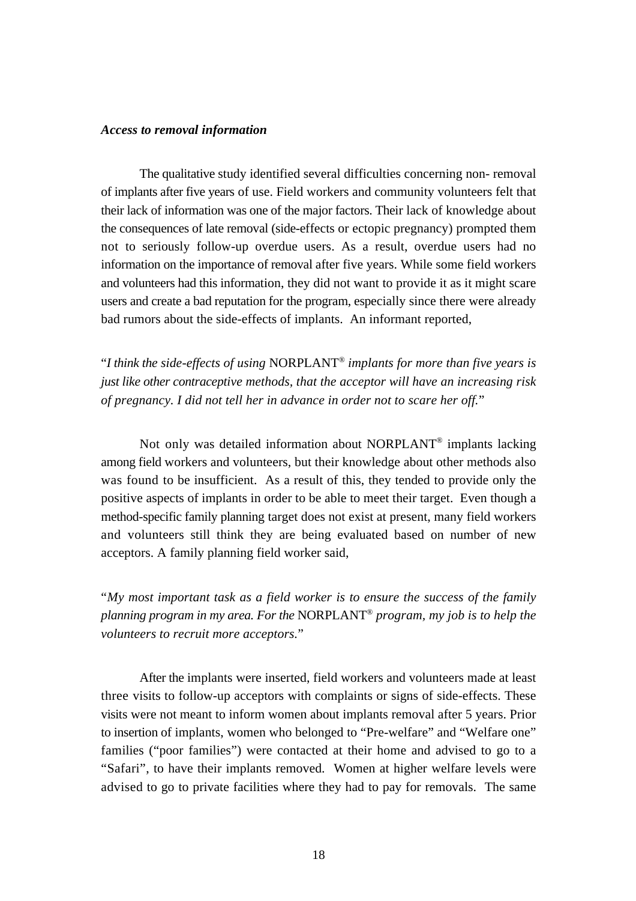### *Access to removal information*

The qualitative study identified several difficulties concerning non- removal of implants after five years of use. Field workers and community volunteers felt that their lack of information was one of the major factors. Their lack of knowledge about the consequences of late removal (side-effects or ectopic pregnancy) prompted them not to seriously follow-up overdue users. As a result, overdue users had no information on the importance of removal after five years. While some field workers and volunteers had this information, they did not want to provide it as it might scare users and create a bad reputation for the program, especially since there were already bad rumors about the side-effects of implants. An informant reported,

"*I think the side-effects of using* NORPLANT® *implants for more than five years is just like other contraceptive methods, that the acceptor will have an increasing risk of pregnancy. I did not tell her in advance in order not to scare her off.*"

Not only was detailed information about NORPLANT® implants lacking among field workers and volunteers, but their knowledge about other methods also was found to be insufficient. As a result of this, they tended to provide only the positive aspects of implants in order to be able to meet their target. Even though a method-specific family planning target does not exist at present, many field workers and volunteers still think they are being evaluated based on number of new acceptors. A family planning field worker said,

"*My most important task as a field worker is to ensure the success of the family planning program in my area. For the* NORPLANT® *program, my job is to help the volunteers to recruit more acceptors.*"

After the implants were inserted, field workers and volunteers made at least three visits to follow-up acceptors with complaints or signs of side-effects. These visits were not meant to inform women about implants removal after 5 years. Prior to insertion of implants, women who belonged to "Pre-welfare" and "Welfare one" families ("poor families") were contacted at their home and advised to go to a "Safari", to have their implants removed. Women at higher welfare levels were advised to go to private facilities where they had to pay for removals. The same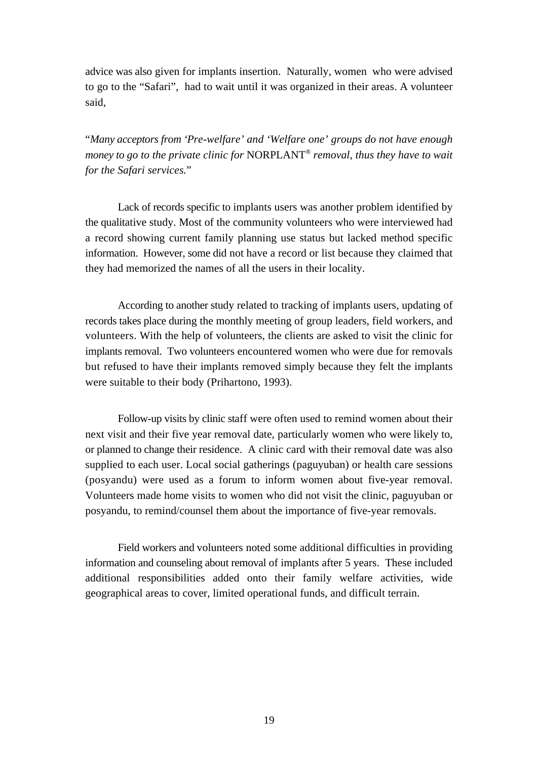advice was also given for implants insertion. Naturally, women who were advised to go to the "Safari", had to wait until it was organized in their areas. A volunteer said,

"*Many acceptors from 'Pre-welfare' and 'Welfare one' groups do not have enough money to go to the private clinic for* NORPLANT® *removal, thus they have to wait for the Safari services.*"

Lack of records specific to implants users was another problem identified by the qualitative study. Most of the community volunteers who were interviewed had a record showing current family planning use status but lacked method specific information. However, some did not have a record or list because they claimed that they had memorized the names of all the users in their locality.

According to another study related to tracking of implants users, updating of records takes place during the monthly meeting of group leaders, field workers, and volunteers. With the help of volunteers, the clients are asked to visit the clinic for implants removal. Two volunteers encountered women who were due for removals but refused to have their implants removed simply because they felt the implants were suitable to their body (Prihartono, 1993).

Follow-up visits by clinic staff were often used to remind women about their next visit and their five year removal date, particularly women who were likely to, or planned to change their residence. A clinic card with their removal date was also supplied to each user. Local social gatherings (paguyuban) or health care sessions (posyandu) were used as a forum to inform women about five-year removal. Volunteers made home visits to women who did not visit the clinic, paguyuban or posyandu, to remind/counsel them about the importance of five-year removals.

Field workers and volunteers noted some additional difficulties in providing information and counseling about removal of implants after 5 years. These included additional responsibilities added onto their family welfare activities, wide geographical areas to cover, limited operational funds, and difficult terrain.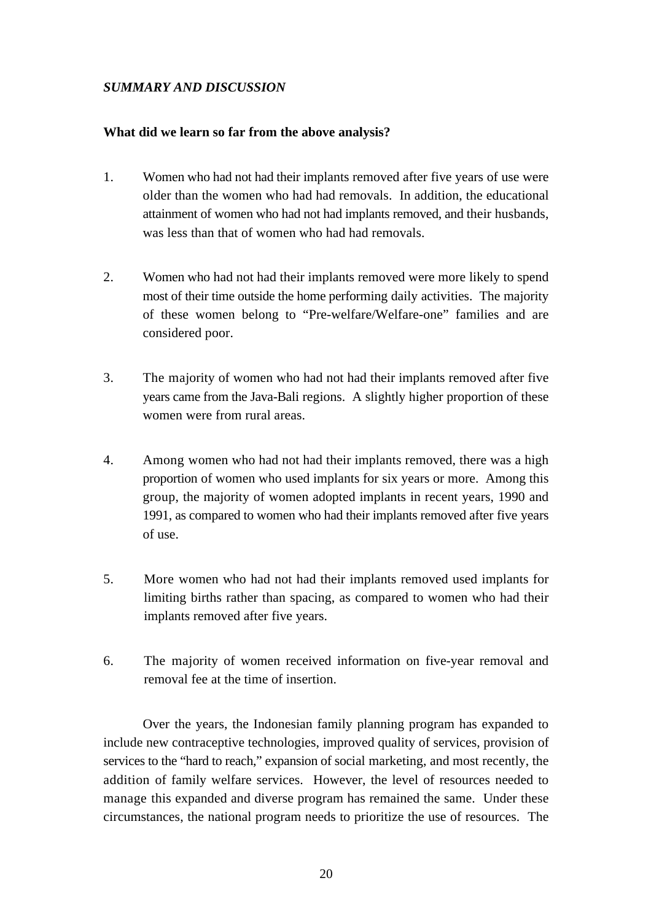## *SUMMARY AND DISCUSSION*

**What did we learn so far from the above analysis?**

1. Women who had not had their implants removed after five years of use were older than the women who had had removals. In addition, the educational attainment of women who had not had implants removed, and their husbands, was less than that of women who had had removals.

2. Women who had not had their implants removed were more likely to spend most of their time outside the home performing daily activities. The majority of these women belong to "Pre-welfare/Welfare-one" families and are considered poor.

3. The majority of women who had not had their implants removed after five years came from the Java-Bali regions. A slightly higher proportion of these women were from rural areas.

4. Among women who had not had their implants removed, there was a high proportion of women who used implants for six years or more. Among this group, the majority of women adopted implants in recent years, 1990 and 1991, as compared to women who had their implants removed after five years of use.

5. More women who had not had their implants removed used implants for limiting births rather than spacing, as compared to women who had their implants removed after five years.

6. The majority of women received information on five-year removal and removal fee at the time of insertion.

Over the years, the Indonesian family planning program has expanded to include new contraceptive technologies, improved quality of services, provision of services to the "hard to reach," expansion of social marketing, and most recently, the addition of family welfare services. However, the level of resources needed to manage this expanded and diverse program has remained the same. Under these circumstances, the national program needs to prioritize the use of resources. The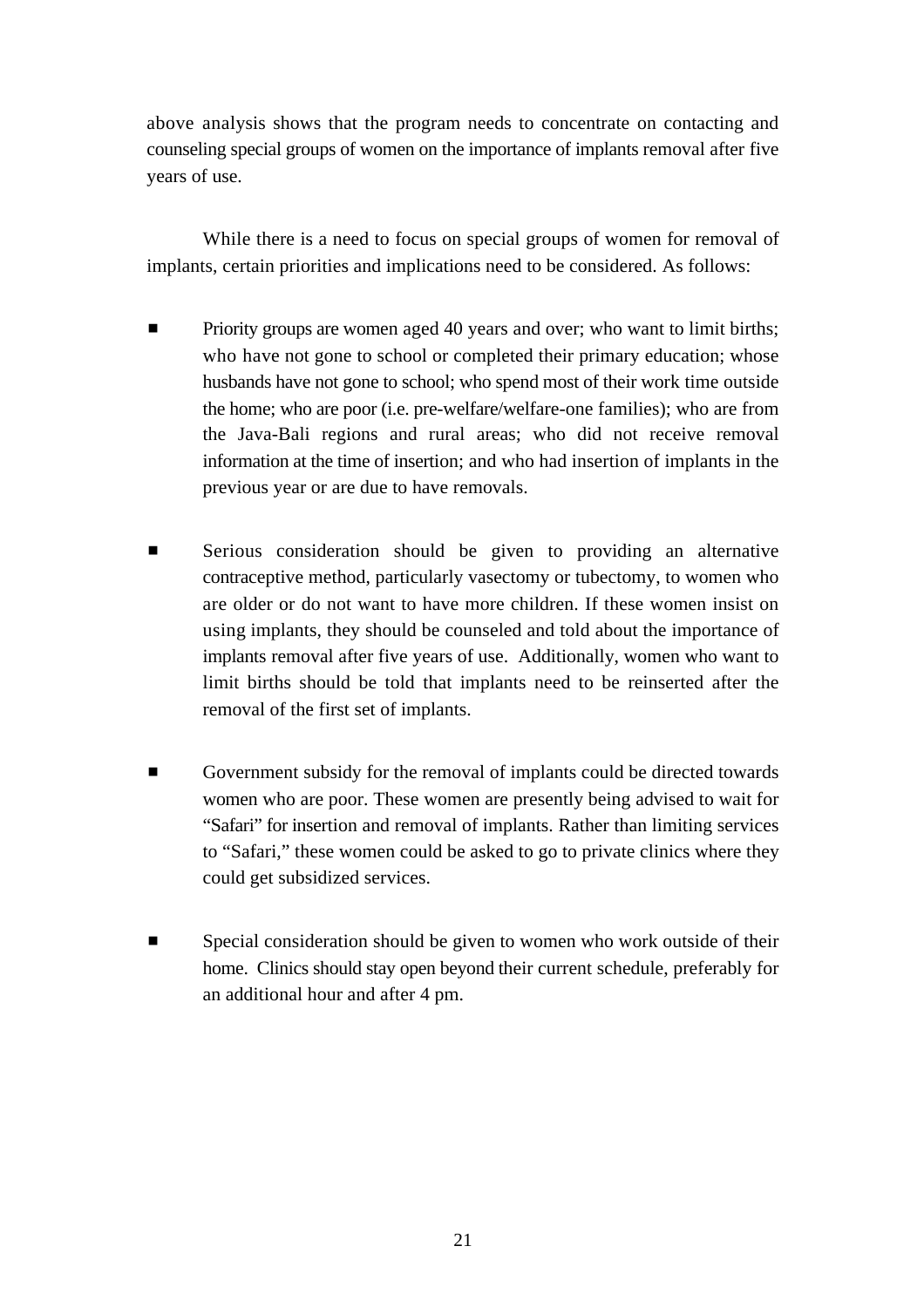above analysis shows that the program needs to concentrate on contacting and counseling special groups of women on the importance of implants removal after five years of use.

While there is a need to focus on special groups of women for removal of implants, certain priorities and implications need to be considered. As follows:

- Priority groups are women aged 40 years and over; who want to limit births; who have not gone to school or completed their primary education; whose husbands have not gone to school; who spend most of their work time outside the home; who are poor (i.e. pre-welfare/welfare-one families); who are from the Java-Bali regions and rural areas; who did not receive removal information at the time of insertion; and who had insertion of implants in the previous year or are due to have removals.

- Serious consideration should be given to providing an alternative contraceptive method, particularly vasectomy or tubectomy, to women who are older or do not want to have more children. If these women insist on using implants, they should be counseled and told about the importance of implants removal after five years of use. Additionally, women who want to limit births should be told that implants need to be reinserted after the removal of the first set of implants.

- Government subsidy for the removal of implants could be directed towards women who are poor. These women are presently being advised to wait for "Safari" for insertion and removal of implants. Rather than limiting services to "Safari," these women could be asked to go to private clinics where they could get subsidized services.

- Special consideration should be given to women who work outside of their home. Clinics should stay open beyond their current schedule, preferably for an additional hour and after 4 pm.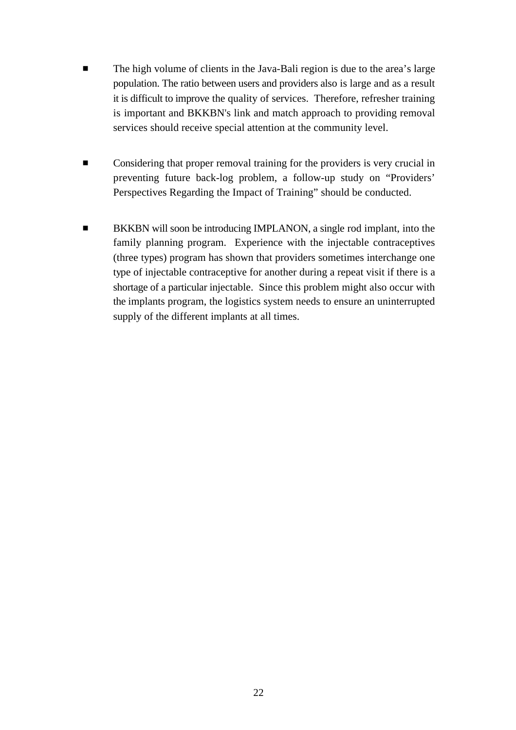- The high volume of clients in the Java-Bali region is due to the area's large population. The ratio between users and providers also is large and as a result it is difficult to improve the quality of services. Therefore, refresher training is important and BKKBN's link and match approach to providing removal services should receive special attention at the community level.

- Considering that proper removal training for the providers is very crucial in preventing future back-log problem, a follow-up study on "Providers' Perspectives Regarding the Impact of Training" should be conducted.

- BKKBN will soon be introducing IMPLANON, a single rod implant, into the family planning program. Experience with the injectable contraceptives (three types) program has shown that providers sometimes interchange one type of injectable contraceptive for another during a repeat visit if there is a shortage of a particular injectable. Since this problem might also occur with the implants program, the logistics system needs to ensure an uninterrupted supply of the different implants at all times.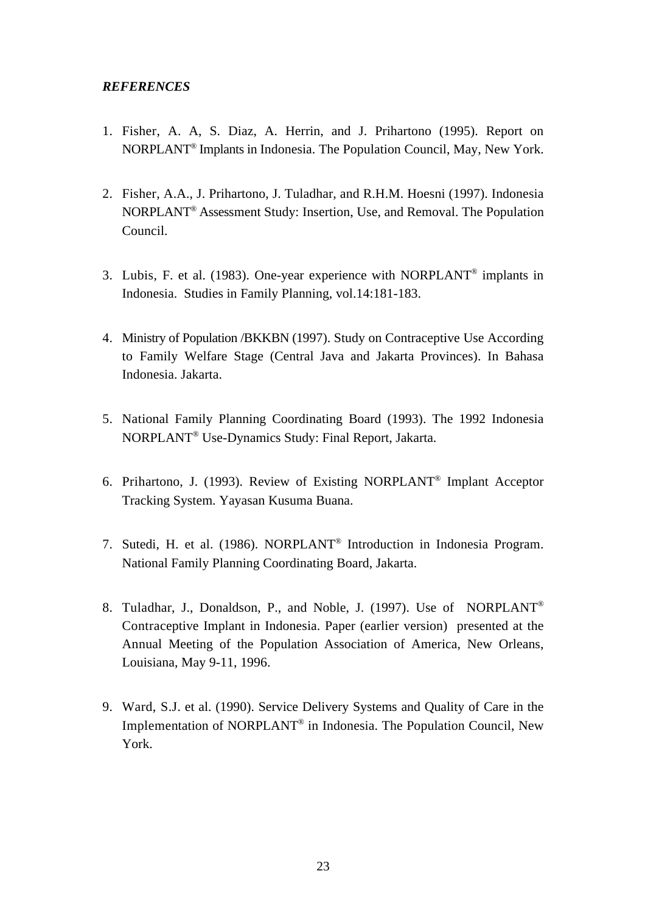### *REFERENCES*

1. Fisher, A. A, S. Diaz, A. Herrin, and J. Prihartono (1995). Report on NORPLANT® Implants in Indonesia. The Population Council, May, New York.

2. Fisher, A.A., J. Prihartono, J. Tuladhar, and R.H.M. Hoesni (1997). Indonesia NORPLANT® Assessment Study: Insertion, Use, and Removal. The Population Council.

3. Lubis, F. et al. (1983). One-year experience with NORPLANT® implants in Indonesia. Studies in Family Planning, vol.14:181-183.

4. Ministry of Population /BKKBN (1997). Study on Contraceptive Use According to Family Welfare Stage (Central Java and Jakarta Provinces). In Bahasa Indonesia. Jakarta.

5. National Family Planning Coordinating Board (1993). The 1992 Indonesia NORPLANT® Use-Dynamics Study: Final Report, Jakarta.

6. Prihartono, J. (1993). Review of Existing NORPLANT® Implant Acceptor Tracking System. Yayasan Kusuma Buana.

7. Sutedi, H. et al. (1986). NORPLANT® Introduction in Indonesia Program. National Family Planning Coordinating Board, Jakarta.

8. Tuladhar, J., Donaldson, P., and Noble, J. (1997). Use of NORPLANT® Contraceptive Implant in Indonesia. Paper (earlier version) presented at the Annual Meeting of the Population Association of America, New Orleans, Louisiana, May 9-11, 1996.

9. Ward, S.J. et al. (1990). Service Delivery Systems and Quality of Care in the Implementation of NORPLANT® in Indonesia. The Population Council, New York.